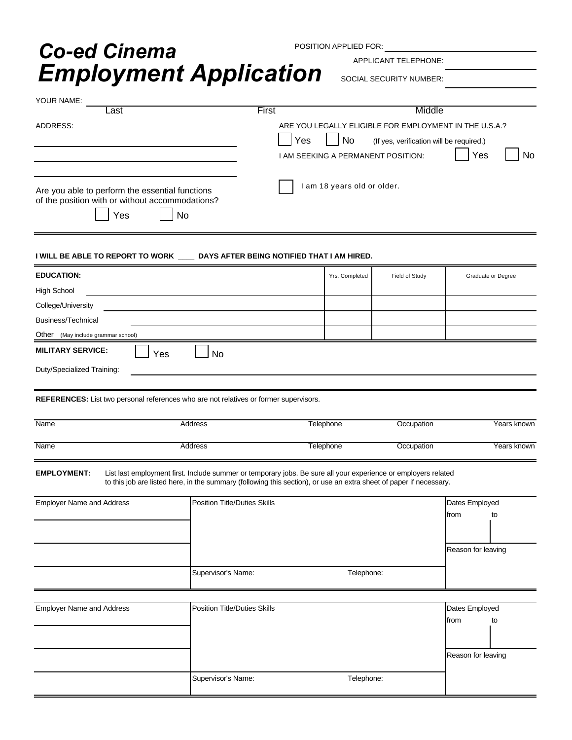# *Co-ed Cinema*
# *Employment Application*

POSITION APPLIED FOR: ____________________

APPLICANT TELEPHONE: ____________________

SOCIAL SECURITY NUMBER: ____________________

YOUR NAME: ____________________
Last First Middle

ADDRESS:
____________________
____________________
____________________

ARE YOU LEGALLY ELIGIBLE FOR EMPLOYMENT IN THE U.S.A.?
☐ Yes ☐ No (If yes, verification will be required.)

I AM SEEKING A PERMANENT POSITION: ☐ Yes ☐ No

☐ I am 18 years old or older.

Are you able to perform the essential functions of the position with or without accommodations?
☐ Yes ☐ No

---

**I WILL BE ABLE TO REPORT TO WORK \_\_\_\_ DAYS AFTER BEING NOTIFIED THAT I AM HIRED.**

| **EDUCATION:** | Yrs. Completed | Field of Study | Graduate or Degree |
|---|---|---|---|
| High School | | | |
| College/University | | | |
| Business/Technical | | | |
| Other (May include grammar school) | | | |

**MILITARY SERVICE:** ☐ Yes ☐ No

Duty/Specialized Training: ____________________

---

**REFERENCES:** List two personal references who are not relatives or former supervisors.

| Name | Address | Telephone | Occupation | Years known |
|---|---|---|---|---|
| Name | Address | Telephone | Occupation | Years known |

---

**EMPLOYMENT:** List last employment first. Include summer or temporary jobs. Be sure all your experience or employers related to this job are listed here, in the summary (following this section), or use an extra sheet of paper if necessary.

| Employer Name and Address | Position Title/Duties Skills | | Dates Employed<br>from to |
|---|---|---|---|
| | | | Reason for leaving |
| | Supervisor's Name: | Telephone: | |

| Employer Name and Address | Position Title/Duties Skills | | Dates Employed<br>from to |
|---|---|---|---|
| | | | Reason for leaving |
| | Supervisor's Name: | Telephone: | |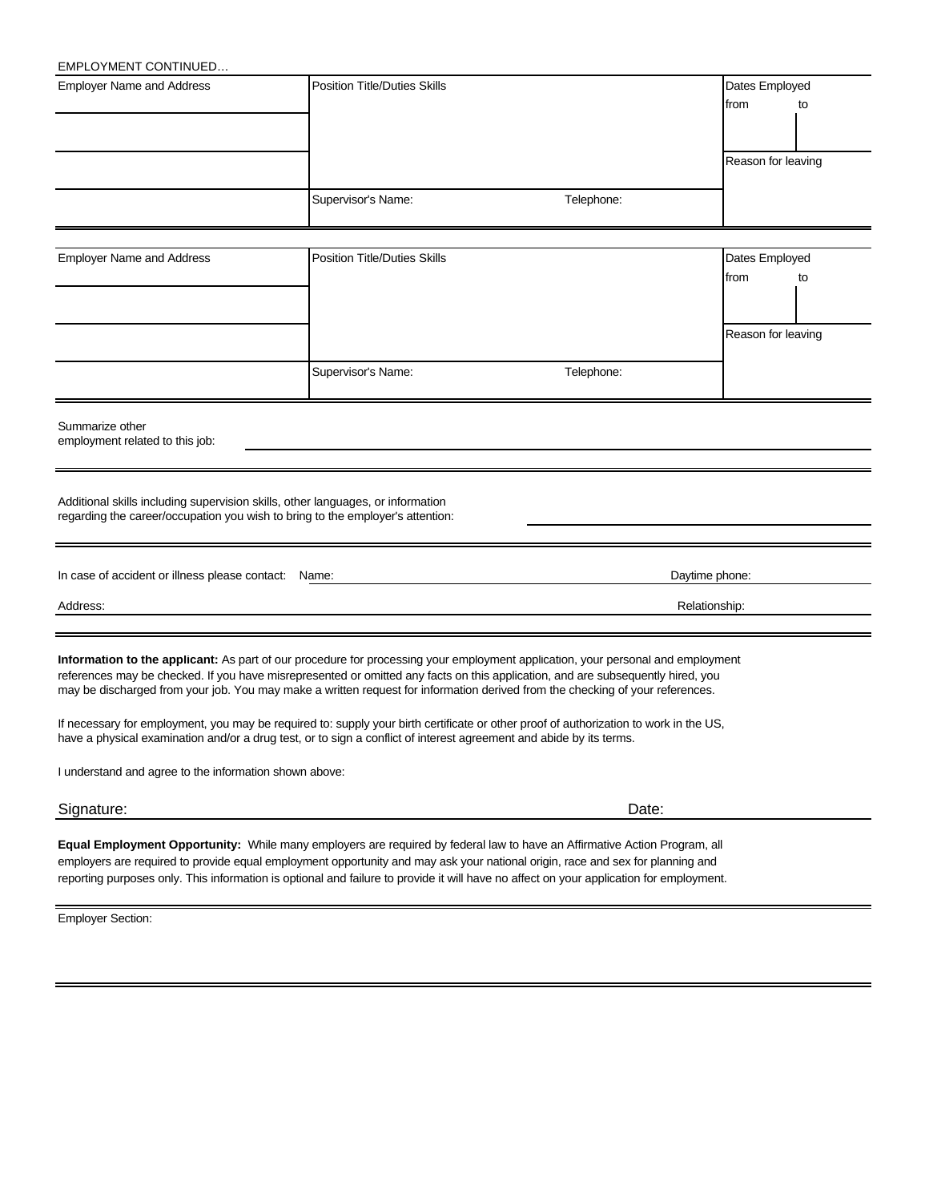EMPLOYMENT CONTINUED…

| Employer Name and Address | Position Title/Duties Skills | | Dates Employed from to |
| --- | --- | --- | --- |
| | | | |
| | | | Reason for leaving |
| | Supervisor's Name: | Telephone: | |

| Employer Name and Address | Position Title/Duties Skills | | Dates Employed from to |
| --- | --- | --- | --- |
| | | | |
| | | | Reason for leaving |
| | Supervisor's Name: | Telephone: | |

Summarize other employment related to this job:

Additional skills including supervision skills, other languages, or information regarding the career/occupation you wish to bring to the employer's attention:

In case of accident or illness please contact: Name: Daytime phone:

Address: Relationship:

**Information to the applicant:** As part of our procedure for processing your employment application, your personal and employment references may be checked. If you have misrepresented or omitted any facts on this application, and are subsequently hired, you may be discharged from your job. You may make a written request for information derived from the checking of your references.

If necessary for employment, you may be required to: supply your birth certificate or other proof of authorization to work in the US, have a physical examination and/or a drug test, or to sign a conflict of interest agreement and abide by its terms.

I understand and agree to the information shown above:

Signature: Date:

**Equal Employment Opportunity:** While many employers are required by federal law to have an Affirmative Action Program, all employers are required to provide equal employment opportunity and may ask your national origin, race and sex for planning and reporting purposes only. This information is optional and failure to provide it will have no affect on your application for employment.

Employer Section: